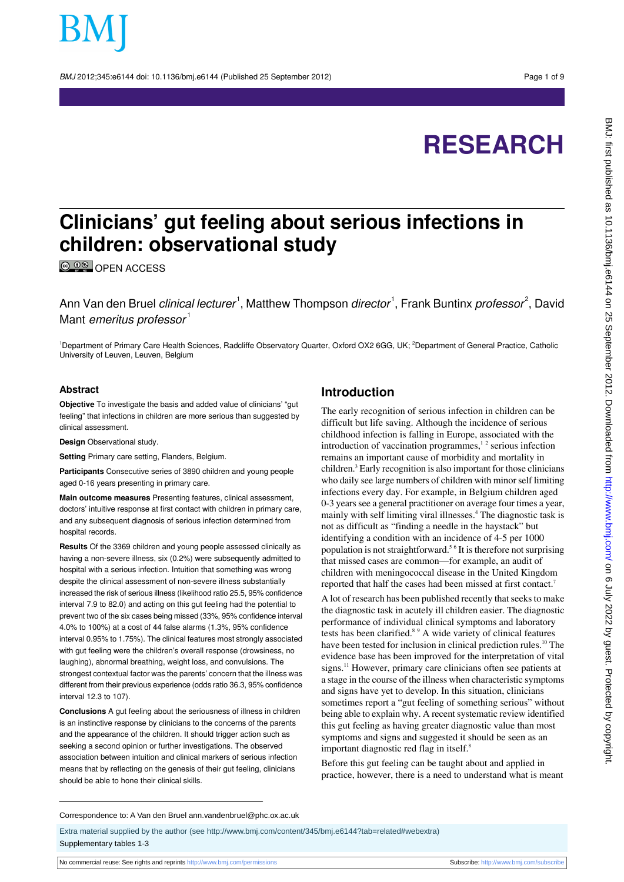# Clinicians' gut feeling about serious infections in children: observational study

OPEN ACCESS

Ann Van den Bruel *clinical lecturer*[1], Matthew Thompson *director*[1], Frank Buntinx *professor*[2], David Mant *emeritus professor*[1]

[1]Department of Primary Care Health Sciences, Radcliffe Observatory Quarter, Oxford OX2 6GG, UK; [2]Department of General Practice, Catholic University of Leuven, Leuven, Belgium

## Abstract

**Objective** To investigate the basis and added value of clinicians' "gut feeling" that infections in children are more serious than suggested by clinical assessment.

**Design** Observational study.

**Setting** Primary care setting, Flanders, Belgium.

**Participants** Consecutive series of 3890 children and young people aged 0-16 years presenting in primary care.

**Main outcome measures** Presenting features, clinical assessment, doctors' intuitive response at first contact with children in primary care, and any subsequent diagnosis of serious infection determined from hospital records.

**Results** Of the 3369 children and young people assessed clinically as having a non-severe illness, six (0.2%) were subsequently admitted to hospital with a serious infection. Intuition that something was wrong despite the clinical assessment of non-severe illness substantially increased the risk of serious illness (likelihood ratio 25.5, 95% confidence interval 7.9 to 82.0) and acting on this gut feeling had the potential to prevent two of the six cases being missed (33%, 95% confidence interval 4.0% to 100%) at a cost of 44 false alarms (1.3%, 95% confidence interval 0.95% to 1.75%). The clinical features most strongly associated with gut feeling were the children's overall response (drowsiness, no laughing), abnormal breathing, weight loss, and convulsions. The strongest contextual factor was the parents' concern that the illness was different from their previous experience (odds ratio 36.3, 95% confidence interval 12.3 to 107).

**Conclusions** A gut feeling about the seriousness of illness in children is an instinctive response by clinicians to the concerns of the parents and the appearance of the children. It should trigger action such as seeking a second opinion or further investigations. The observed association between intuition and clinical markers of serious infection means that by reflecting on the genesis of their gut feeling, clinicians should be able to hone their clinical skills.

## Introduction

The early recognition of serious infection in children can be difficult but life saving. Although the incidence of serious childhood infection is falling in Europe, associated with the introduction of vaccination programmes,[1,2] serious infection remains an important cause of morbidity and mortality in children.[3] Early recognition is also important for those clinicians who daily see large numbers of children with minor self limiting infections every day. For example, in Belgium children aged 0-3 years see a general practitioner on average four times a year, mainly with self limiting viral illnesses.[4] The diagnostic task is not as difficult as "finding a needle in the haystack" but identifying a condition with an incidence of 4-5 per 1000 population is not straightforward.[5,6] It is therefore not surprising that missed cases are common—for example, an audit of children with meningococcal disease in the United Kingdom reported that half the cases had been missed at first contact.[7]

A lot of research has been published recently that seeks to make the diagnostic task in acutely ill children easier. The diagnostic performance of individual clinical symptoms and laboratory tests has been clarified.[8,9] A wide variety of clinical features have been tested for inclusion in clinical prediction rules.[10] The evidence base has been improved for the interpretation of vital signs.[11] However, primary care clinicians often see patients at a stage in the course of the illness when characteristic symptoms and signs have yet to develop. In this situation, clinicians sometimes report a "gut feeling of something serious" without being able to explain why. A recent systematic review identified this gut feeling as having greater diagnostic value than most symptoms and signs and suggested it should be seen as an important diagnostic red flag in itself.[8]

Before this gut feeling can be taught about and applied in practice, however, there is a need to understand what is meant

Correspondence to: A Van den Bruel ann.vandenbruel@phc.ox.ac.uk

Extra material supplied by the author (see http://www.bmj.com/content/345/bmj.e6144?tab=related#webextra)

Supplementary tables 1-3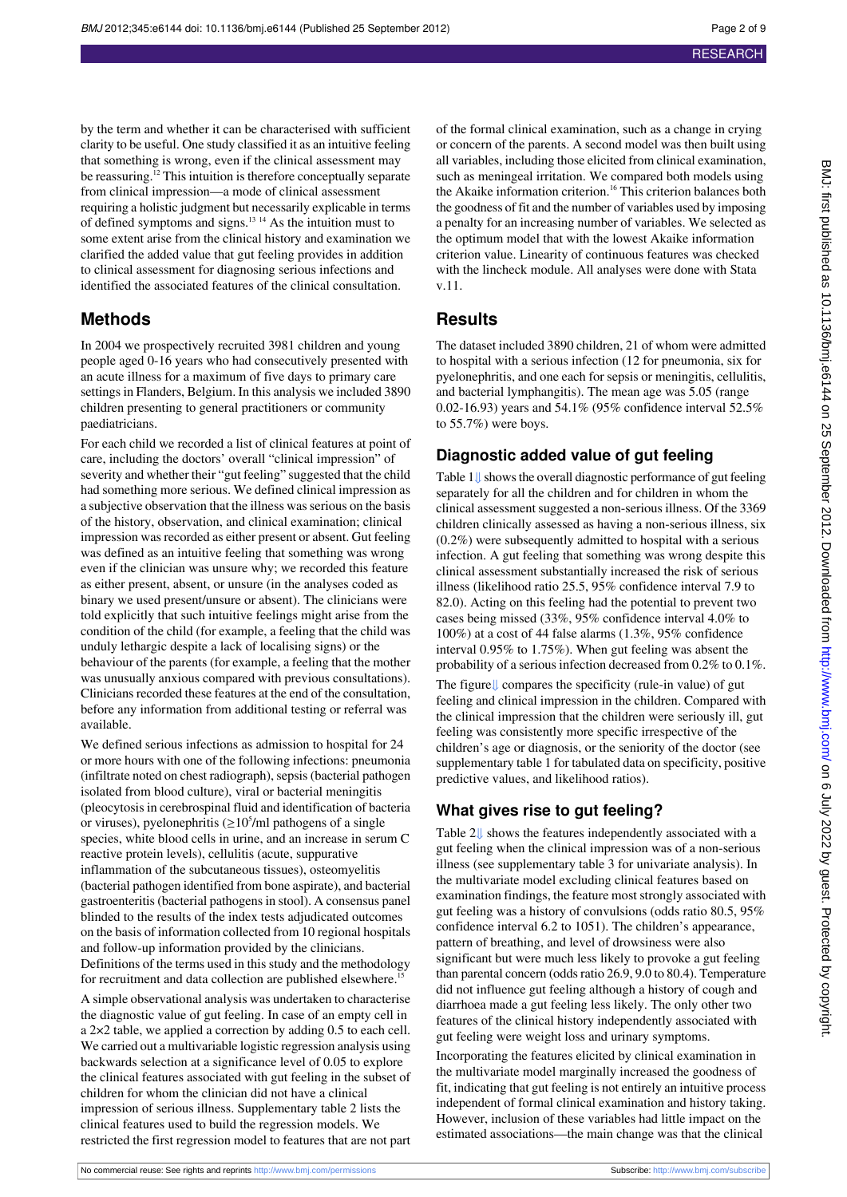by the term and whether it can be characterised with sufficient clarity to be useful. One study classified it as an intuitive feeling that something is wrong, even if the clinical assessment may be reassuring.[12] This intuition is therefore conceptually separate from clinical impression—a mode of clinical assessment requiring a holistic judgment but necessarily explicable in terms of defined symptoms and signs.[13 14] As the intuition must to some extent arise from the clinical history and examination we clarified the added value that gut feeling provides in addition to clinical assessment for diagnosing serious infections and identified the associated features of the clinical consultation.

## Methods

In 2004 we prospectively recruited 3981 children and young people aged 0-16 years who had consecutively presented with an acute illness for a maximum of five days to primary care settings in Flanders, Belgium. In this analysis we included 3890 children presenting to general practitioners or community paediatricians.

For each child we recorded a list of clinical features at point of care, including the doctors' overall "clinical impression" of severity and whether their "gut feeling" suggested that the child had something more serious. We defined clinical impression as a subjective observation that the illness was serious on the basis of the history, observation, and clinical examination; clinical impression was recorded as either present or absent. Gut feeling was defined as an intuitive feeling that something was wrong even if the clinician was unsure why; we recorded this feature as either present, absent, or unsure (in the analyses coded as binary we used present/unsure or absent). The clinicians were told explicitly that such intuitive feelings might arise from the condition of the child (for example, a feeling that the child was unduly lethargic despite a lack of localising signs) or the behaviour of the parents (for example, a feeling that the mother was unusually anxious compared with previous consultations). Clinicians recorded these features at the end of the consultation, before any information from additional testing or referral was available.

We defined serious infections as admission to hospital for 24 or more hours with one of the following infections: pneumonia (infiltrate noted on chest radiograph), sepsis (bacterial pathogen isolated from blood culture), viral or bacterial meningitis (pleocytosis in cerebrospinal fluid and identification of bacteria or viruses), pyelonephritis ($\geq 10^5$/ml pathogens of a single species, white blood cells in urine, and an increase in serum C reactive protein levels), cellulitis (acute, suppurative inflammation of the subcutaneous tissues), osteomyelitis (bacterial pathogen identified from bone aspirate), and bacterial gastroenteritis (bacterial pathogens in stool). A consensus panel blinded to the results of the index tests adjudicated outcomes on the basis of information collected from 10 regional hospitals and follow-up information provided by the clinicians. Definitions of the terms used in this study and the methodology for recruitment and data collection are published elsewhere.[15]

A simple observational analysis was undertaken to characterise the diagnostic value of gut feeling. In case of an empty cell in a 2×2 table, we applied a correction by adding 0.5 to each cell. We carried out a multivariable logistic regression analysis using backwards selection at a significance level of 0.05 to explore the clinical features associated with gut feeling in the subset of children for whom the clinician did not have a clinical impression of serious illness. Supplementary table 2 lists the clinical features used to build the regression models. We restricted the first regression model to features that are not part of the formal clinical examination, such as a change in crying or concern of the parents. A second model was then built using all variables, including those elicited from clinical examination, such as meningeal irritation. We compared both models using the Akaike information criterion.[16] This criterion balances both the goodness of fit and the number of variables used by imposing a penalty for an increasing number of variables. We selected as the optimum model that with the lowest Akaike information criterion value. Linearity of continuous features was checked with the lincheck module. All analyses were done with Stata v.11.

## Results

The dataset included 3890 children, 21 of whom were admitted to hospital with a serious infection (12 for pneumonia, six for pyelonephritis, and one each for sepsis or meningitis, cellulitis, and bacterial lymphangitis). The mean age was 5.05 (range 0.02-16.93) years and 54.1% (95% confidence interval 52.5% to 55.7%) were boys.

### Diagnostic added value of gut feeling

Table 1⇓ shows the overall diagnostic performance of gut feeling separately for all the children and for children in whom the clinical assessment suggested a non-serious illness. Of the 3369 children clinically assessed as having a non-serious illness, six (0.2%) were subsequently admitted to hospital with a serious infection. A gut feeling that something was wrong despite this clinical assessment substantially increased the risk of serious illness (likelihood ratio 25.5, 95% confidence interval 7.9 to 82.0). Acting on this feeling had the potential to prevent two cases being missed (33%, 95% confidence interval 4.0% to 100%) at a cost of 44 false alarms (1.3%, 95% confidence interval 0.95% to 1.75%). When gut feeling was absent the probability of a serious infection decreased from 0.2% to 0.1%.

The figure⇓ compares the specificity (rule-in value) of gut feeling and clinical impression in the children. Compared with the clinical impression that the children were seriously ill, gut feeling was consistently more specific irrespective of the children's age or diagnosis, or the seniority of the doctor (see supplementary table 1 for tabulated data on specificity, positive predictive values, and likelihood ratios).

### What gives rise to gut feeling?

Table 2⇓ shows the features independently associated with a gut feeling when the clinical impression was of a non-serious illness (see supplementary table 3 for univariate analysis). In the multivariate model excluding clinical features based on examination findings, the feature most strongly associated with gut feeling was a history of convulsions (odds ratio 80.5, 95% confidence interval 6.2 to 1051). The children's appearance, pattern of breathing, and level of drowsiness were also significant but were much less likely to provoke a gut feeling than parental concern (odds ratio 26.9, 9.0 to 80.4). Temperature did not influence gut feeling although a history of cough and diarrhoea made a gut feeling less likely. The only other two features of the clinical history independently associated with gut feeling were weight loss and urinary symptoms.

Incorporating the features elicited by clinical examination in the multivariate model marginally increased the goodness of fit, indicating that gut feeling is not entirely an intuitive process independent of formal clinical examination and history taking. However, inclusion of these variables had little impact on the estimated associations—the main change was that the clinical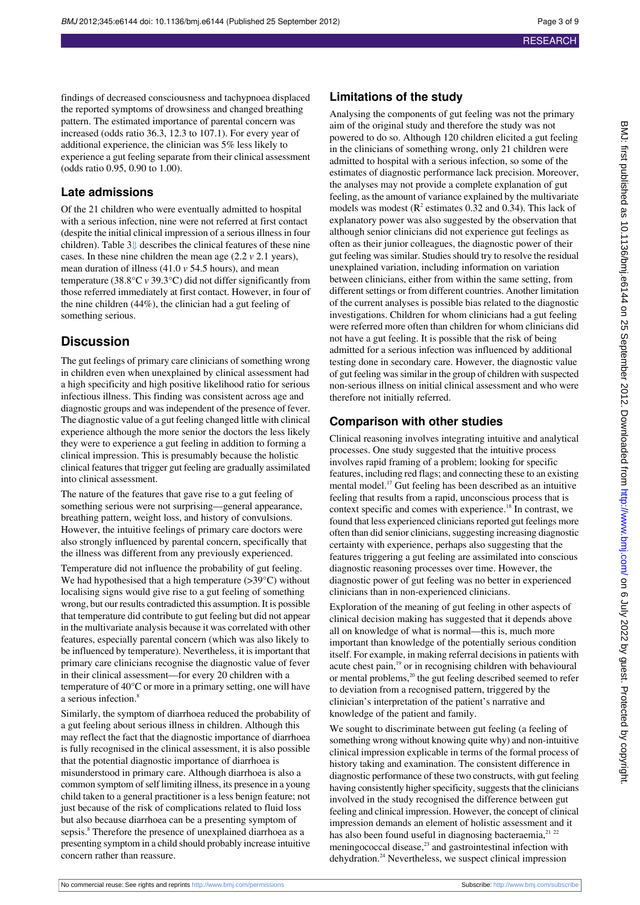findings of decreased consciousness and tachypnoea displaced the reported symptoms of drowsiness and changed breathing pattern. The estimated importance of parental concern was increased (odds ratio 36.3, 12.3 to 107.1). For every year of additional experience, the clinician was 5% less likely to experience a gut feeling separate from their clinical assessment (odds ratio 0.95, 0.90 to 1.00).

## Late admissions

Of the 21 children who were eventually admitted to hospital with a serious infection, nine were not referred at first contact (despite the initial clinical impression of a serious illness in four children). Table 3⇓ describes the clinical features of these nine cases. In these nine children the mean age (2.2 *v* 2.1 years), mean duration of illness (41.0 *v* 54.5 hours), and mean temperature (38.8°C *v* 39.3°C) did not differ significantly from those referred immediately at first contact. However, in four of the nine children (44%), the clinician had a gut feeling of something serious.

# Discussion

The gut feelings of primary care clinicians of something wrong in children even when unexplained by clinical assessment had a high specificity and high positive likelihood ratio for serious infectious illness. This finding was consistent across age and diagnostic groups and was independent of the presence of fever. The diagnostic value of a gut feeling changed little with clinical experience although the more senior the doctors the less likely they were to experience a gut feeling in addition to forming a clinical impression. This is presumably because the holistic clinical features that trigger gut feeling are gradually assimilated into clinical assessment.

The nature of the features that gave rise to a gut feeling of something serious were not surprising—general appearance, breathing pattern, weight loss, and history of convulsions. However, the intuitive feelings of primary care doctors were also strongly influenced by parental concern, specifically that the illness was different from any previously experienced.

Temperature did not influence the probability of gut feeling. We had hypothesised that a high temperature (>39°C) without localising signs would give rise to a gut feeling of something wrong, but our results contradicted this assumption. It is possible that temperature did contribute to gut feeling but did not appear in the multivariate analysis because it was correlated with other features, especially parental concern (which was also likely to be influenced by temperature). Nevertheless, it is important that primary care clinicians recognise the diagnostic value of fever in their clinical assessment—for every 20 children with a temperature of 40°C or more in a primary setting, one will have a serious infection.[8]

Similarly, the symptom of diarrhoea reduced the probability of a gut feeling about serious illness in children. Although this may reflect the fact that the diagnostic importance of diarrhoea is fully recognised in the clinical assessment, it is also possible that the potential diagnostic importance of diarrhoea is misunderstood in primary care. Although diarrhoea is also a common symptom of self limiting illness, its presence in a young child taken to a general practitioner is a less benign feature; not just because of the risk of complications related to fluid loss but also because diarrhoea can be a presenting symptom of sepsis.[8] Therefore the presence of unexplained diarrhoea as a presenting symptom in a child should probably increase intuitive concern rather than reassure.

## Limitations of the study

Analysing the components of gut feeling was not the primary aim of the original study and therefore the study was not powered to do so. Although 120 children elicited a gut feeling in the clinicians of something wrong, only 21 children were admitted to hospital with a serious infection, so some of the estimates of diagnostic performance lack precision. Moreover, the analyses may not provide a complete explanation of gut feeling, as the amount of variance explained by the multivariate models was modest ($R^2$ estimates 0.32 and 0.34). This lack of explanatory power was also suggested by the observation that although senior clinicians did not experience gut feelings as often as their junior colleagues, the diagnostic power of their gut feeling was similar. Studies should try to resolve the residual unexplained variation, including information on variation between clinicians, either from within the same setting, from different settings or from different countries. Another limitation of the current analyses is possible bias related to the diagnostic investigations. Children for whom clinicians had a gut feeling were referred more often than children for whom clinicians did not have a gut feeling. It is possible that the risk of being admitted for a serious infection was influenced by additional testing done in secondary care. However, the diagnostic value of gut feeling was similar in the group of children with suspected non-serious illness on initial clinical assessment and who were therefore not initially referred.

## Comparison with other studies

Clinical reasoning involves integrating intuitive and analytical processes. One study suggested that the intuitive process involves rapid framing of a problem; looking for specific features, including red flags; and connecting these to an existing mental model.[17] Gut feeling has been described as an intuitive feeling that results from a rapid, unconscious process that is context specific and comes with experience.[18] In contrast, we found that less experienced clinicians reported gut feelings more often than did senior clinicians, suggesting increasing diagnostic certainty with experience, perhaps also suggesting that the features triggering a gut feeling are assimilated into conscious diagnostic reasoning processes over time. However, the diagnostic power of gut feeling was no better in experienced clinicians than in non-experienced clinicians.

Exploration of the meaning of gut feeling in other aspects of clinical decision making has suggested that it depends above all on knowledge of what is normal—this is, much more important than knowledge of the potentially serious condition itself. For example, in making referral decisions in patients with acute chest pain,[19] or in recognising children with behavioural or mental problems,[20] the gut feeling described seemed to refer to deviation from a recognised pattern, triggered by the clinician's interpretation of the patient's narrative and knowledge of the patient and family.

We sought to discriminate between gut feeling (a feeling of something wrong without knowing quite why) and non-intuitive clinical impression explicable in terms of the formal process of history taking and examination. The consistent difference in diagnostic performance of these two constructs, with gut feeling having consistently higher specificity, suggests that the clinicians involved in the study recognised the difference between gut feeling and clinical impression. However, the concept of clinical impression demands an element of holistic assessment and it has also been found useful in diagnosing bacteraemia,[21,22] meningococcal disease,[23] and gastrointestinal infection with dehydration.[24] Nevertheless, we suspect clinical impression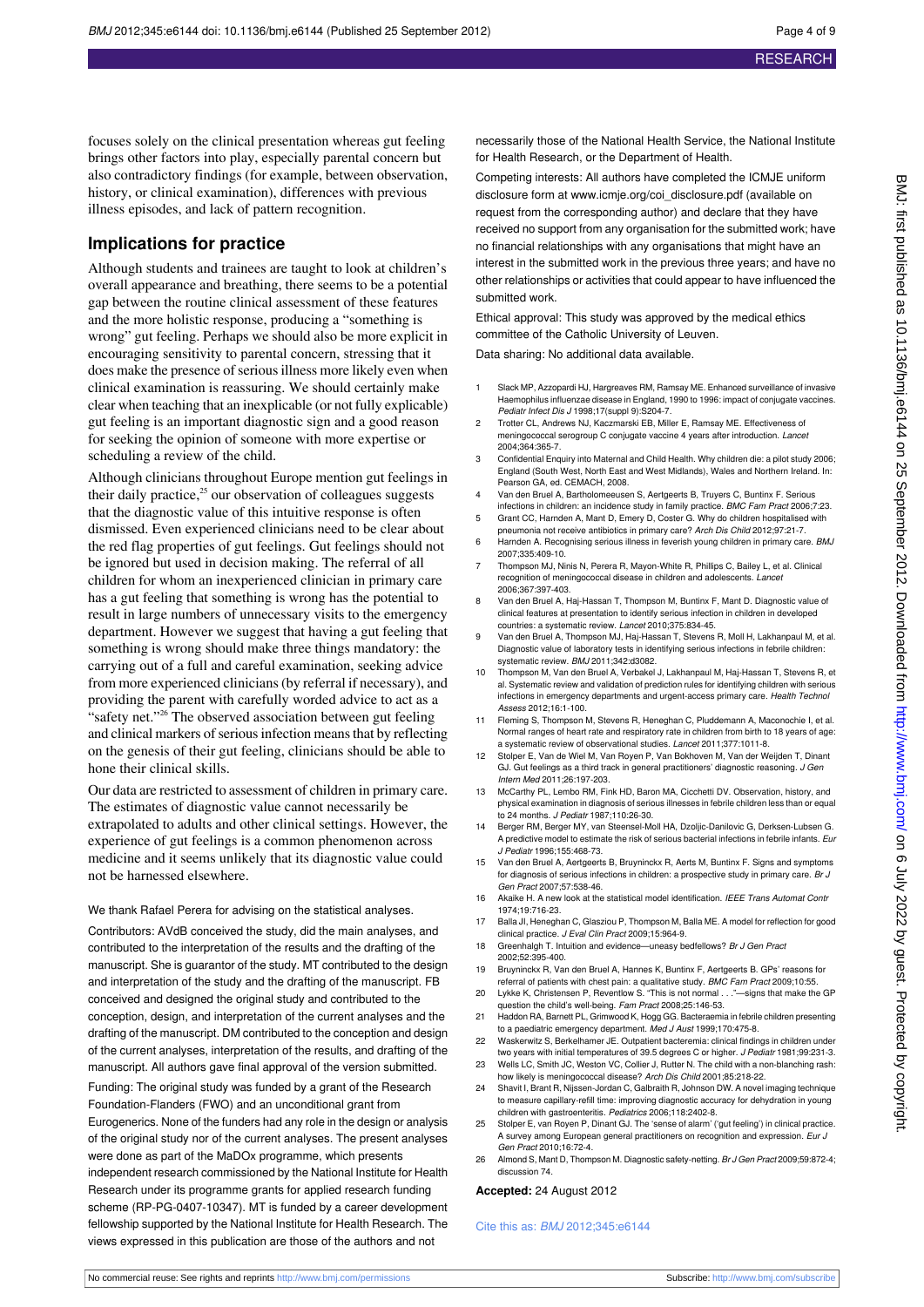focuses solely on the clinical presentation whereas gut feeling brings other factors into play, especially parental concern but also contradictory findings (for example, between observation, history, or clinical examination), differences with previous illness episodes, and lack of pattern recognition.

## Implications for practice

Although students and trainees are taught to look at children's overall appearance and breathing, there seems to be a potential gap between the routine clinical assessment of these features and the more holistic response, producing a "something is wrong" gut feeling. Perhaps we should also be more explicit in encouraging sensitivity to parental concern, stressing that it does make the presence of serious illness more likely even when clinical examination is reassuring. We should certainly make clear when teaching that an inexplicable (or not fully explicable) gut feeling is an important diagnostic sign and a good reason for seeking the opinion of someone with more expertise or scheduling a review of the child.

Although clinicians throughout Europe mention gut feelings in their daily practice,[25] our observation of colleagues suggests that the diagnostic value of this intuitive response is often dismissed. Even experienced clinicians need to be clear about the red flag properties of gut feelings. Gut feelings should not be ignored but used in decision making. The referral of all children for whom an inexperienced clinician in primary care has a gut feeling that something is wrong has the potential to result in large numbers of unnecessary visits to the emergency department. However we suggest that having a gut feeling that something is wrong should make three things mandatory: the carrying out of a full and careful examination, seeking advice from more experienced clinicians (by referral if necessary), and providing the parent with carefully worded advice to act as a "safety net."[26] The observed association between gut feeling and clinical markers of serious infection means that by reflecting on the genesis of their gut feeling, clinicians should be able to hone their clinical skills.

Our data are restricted to assessment of children in primary care. The estimates of diagnostic value cannot necessarily be extrapolated to adults and other clinical settings. However, the experience of gut feelings is a common phenomenon across medicine and it seems unlikely that its diagnostic value could not be harnessed elsewhere.

We thank Rafael Perera for advising on the statistical analyses.

Contributors: AVdB conceived the study, did the main analyses, and contributed to the interpretation of the results and the drafting of the manuscript. She is guarantor of the study. MT contributed to the design and interpretation of the study and the drafting of the manuscript. FB conceived and designed the original study and contributed to the conception, design, and interpretation of the current analyses and the drafting of the manuscript. DM contributed to the conception and design of the current analyses, interpretation of the results, and drafting of the manuscript. All authors gave final approval of the version submitted.

Funding: The original study was funded by a grant of the Research Foundation-Flanders (FWO) and an unconditional grant from Eurogenerics. None of the funders had any role in the design or analysis of the original study nor of the current analyses. The present analyses were done as part of the MaDOx programme, which presents independent research commissioned by the National Institute for Health Research under its programme grants for applied research funding scheme (RP-PG-0407-10347). MT is funded by a career development fellowship supported by the National Institute for Health Research. The views expressed in this publication are those of the authors and not necessarily those of the National Health Service, the National Institute for Health Research, or the Department of Health.

Competing interests: All authors have completed the ICMJE uniform disclosure form at www.icmje.org/coi_disclosure.pdf (available on request from the corresponding author) and declare that they have received no support from any organisation for the submitted work; have no financial relationships with any organisations that might have an interest in the submitted work in the previous three years; and have no other relationships or activities that could appear to have influenced the submitted work.

Ethical approval: This study was approved by the medical ethics committee of the Catholic University of Leuven.

Data sharing: No additional data available.

1. Slack MP, Azzopardi HJ, Hargreaves RM, Ramsay ME. Enhanced surveillance of invasive Haemophilus influenzae disease in England, 1990 to 1996: impact of conjugate vaccines. *Pediatr Infect Dis J* 1998;17(suppl 9):S204-7.
2. Trotter CL, Andrews NJ, Kaczmarski EB, Miller E, Ramsay ME. Effectiveness of meningococcal serogroup C conjugate vaccine 4 years after introduction. *Lancet* 2004;364:365-7.
3. Confidential Enquiry into Maternal and Child Health. Why children die: a pilot study 2006; England (South West, North East and West Midlands), Wales and Northern Ireland. In: Pearson GA, ed. CEMACH, 2008.
4. Van den Bruel A, Bartholomeeusen S, Aertgeerts B, Truyers C, Buntinx F. Serious infections in children: an incidence study in family practice. *BMC Fam Pract* 2006;7:23.
5. Grant CC, Harnden A, Mant D, Emery D, Coster G. Why do children hospitalised with pneumonia not receive antibiotics in primary care? *Arch Dis Child* 2012;97:21-7.
6. Harnden A. Recognising serious illness in feverish young children in primary care. *BMJ* 2007;335:409-10.
7. Thompson MJ, Ninis N, Perera R, Mayon-White R, Phillips C, Bailey L, et al. Clinical recognition of meningococcal disease in children and adolescents. *Lancet* 2006;367:397-403.
8. Van den Bruel A, Haj-Hassan T, Thompson M, Buntinx F, Mant D. Diagnostic value of clinical features at presentation to identify serious infection in children in developed countries: a systematic review. *Lancet* 2010;375:834-45.
9. Van den Bruel A, Thompson MJ, Haj-Hassan T, Stevens R, Moll H, Lakhanpaul M, et al. Diagnostic value of laboratory tests in identifying serious infections in febrile children: systematic review. *BMJ* 2011;342:d3082.
10. Thompson M, Van den Bruel A, Verbakel J, Lakhanpaul M, Haj-Hassan T, Stevens R, et al. Systematic review and validation of prediction rules for identifying children with serious infections in emergency departments and urgent-access primary care. *Health Technol Assess* 2012;16:1-100.
11. Fleming S, Thompson M, Stevens R, Heneghan C, Pluddemann A, Maconochie I, et al. Normal ranges of heart rate and respiratory rate in children from birth to 18 years of age: a systematic review of observational studies. *Lancet* 2011;377:1011-8.
12. Stolper E, Van de Wiel M, Van Royen P, Van Bokhoven M, Van der Weijden T, Dinant GJ. Gut feelings as a third track in general practitioners' diagnostic reasoning. *J Gen Intern Med* 2011;26:197-203.
13. McCarthy PL, Lembo RM, Fink HD, Baron MA, Cicchetti DV. Observation, history, and physical examination in diagnosis of serious illnesses in febrile children less than or equal to 24 months. *J Pediatr* 1987;110:26-30.
14. Berger RM, Berger MY, van Steensel-Moll HA, Dzoljic-Danilovic G, Derksen-Lubsen G. A predictive model to estimate the risk of serious bacterial infections in febrile infants. *Eur J Pediatr* 1996;155:468-73.
15. Van den Bruel A, Aertgeerts B, Bruyninckx R, Aerts M, Buntinx F. Signs and symptoms for diagnosis of serious infections in children: a prospective study in primary care. *Br J Gen Pract* 2007;57:538-46.
16. Akaike H. A new look at the statistical model identification. *IEEE Trans Automat Contr* 1974;19:716-23.
17. Balla JI, Heneghan C, Glasziou P, Thompson M, Balla ME. A model for reflection for good clinical practice. *J Eval Clin Pract* 2009;15:964-9.
18. Greenhalgh T. Intuition and evidence—uneasy bedfellows? *Br J Gen Pract* 2002;52:395-400.
19. Bruyninckx R, Van den Bruel A, Hannes K, Buntinx F, Aertgeerts B. GPs' reasons for referral of patients with chest pain: a qualitative study. *BMC Fam Pract* 2009;10:55.
20. Lykke K, Christensen P, Reventlow S. "This is not normal . . ."—signs that make the GP question the child's well-being. *Fam Pract* 2008;25:146-53.
21. Haddon RA, Barnett PL, Grimwood K, Hogg GG. Bacteraemia in febrile children presenting to a paediatric emergency department. *Med J Aust* 1999;170:475-8.
22. Waskerwitz S, Berkelhamer JE. Outpatient bacteremia: clinical findings in children under two years with initial temperatures of 39.5 degrees C or higher. *J Pediatr* 1981;99:231-3.
23. Wells LC, Smith JC, Weston VC, Collier J, Rutter N. The child with a non-blanching rash: how likely is meningococcal disease? *Arch Dis Child* 2001;85:218-22.
24. Shavit I, Brant R, Nijssen-Jordan C, Galbraith R, Johnson DW. A novel imaging technique to measure capillary-refill time: improving diagnostic accuracy for dehydration in young children with gastroenteritis. *Pediatrics* 2006;118:2402-8.
25. Stolper E, van Royen P, Dinant GJ. The 'sense of alarm' ('gut feeling') in clinical practice. A survey among European general practitioners on recognition and expression. *Eur J Gen Pract* 2010;16:72-4.
26. Almond S, Mant D, Thompson M. Diagnostic safety-netting. *Br J Gen Pract* 2009;59:872-4; discussion 74.

**Accepted:** 24 August 2012

Cite this as: *BMJ* 2012;345:e6144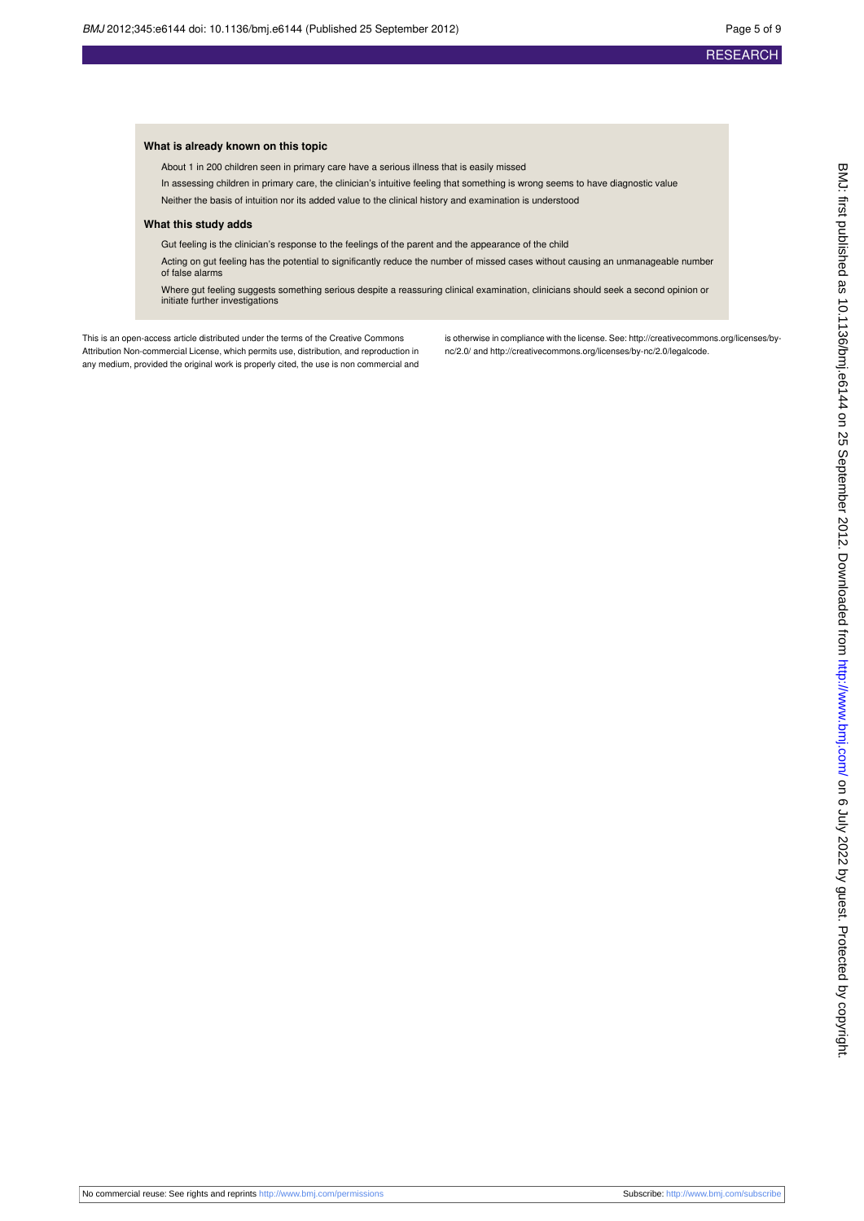### What is already known on this topic

- About 1 in 200 children seen in primary care have a serious illness that is easily missed
- In assessing children in primary care, the clinician's intuitive feeling that something is wrong seems to have diagnostic value
- Neither the basis of intuition nor its added value to the clinical history and examination is understood

### What this study adds

- Gut feeling is the clinician's response to the feelings of the parent and the appearance of the child
- Acting on gut feeling has the potential to significantly reduce the number of missed cases without causing an unmanageable number of false alarms
- Where gut feeling suggests something serious despite a reassuring clinical examination, clinicians should seek a second opinion or initiate further investigations

This is an open-access article distributed under the terms of the Creative Commons Attribution Non-commercial License, which permits use, distribution, and reproduction in any medium, provided the original work is properly cited, the use is non commercial and is otherwise in compliance with the license. See: http://creativecommons.org/licenses/by-nc/2.0/ and http://creativecommons.org/licenses/by-nc/2.0/legalcode.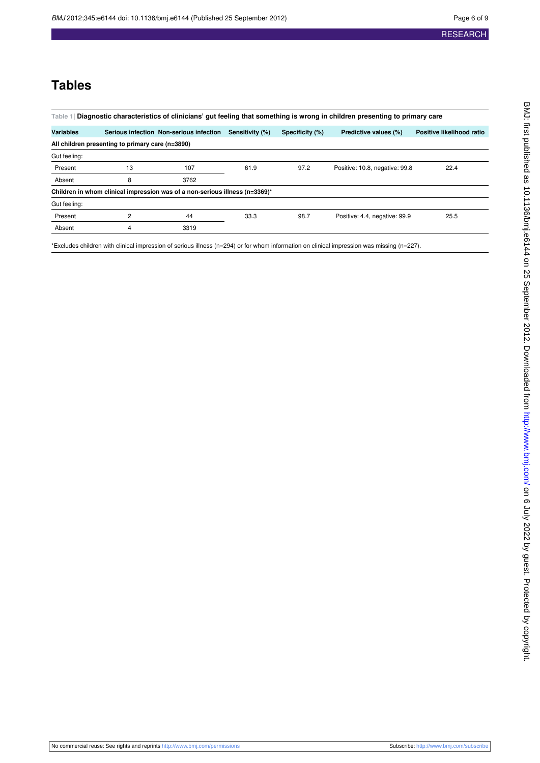# Tables

**Table 1| Diagnostic characteristics of clinicians' gut feeling that something is wrong in children presenting to primary care**

| Variables | Serious infection | Non-serious infection | Sensitivity (%) | Specificity (%) | Predictive values (%) | Positive likelihood ratio |
|---|---|---|---|---|---|---|
| **All children presenting to primary care (n=3890)** | | | | | | |
| Gut feeling: | | | | | | |
| Present | 13 | 107 | 61.9 | 97.2 | Positive: 10.8, negative: 99.8 | 22.4 |
| Absent | 8 | 3762 | | | | |
| **Children in whom clinical impression was of a non-serious illness (n=3369)*** | | | | | | |
| Gut feeling: | | | | | | |
| Present | 2 | 44 | 33.3 | 98.7 | Positive: 4.4, negative: 99.9 | 25.5 |
| Absent | 4 | 3319 | | | | |

*Excludes children with clinical impression of serious illness (n=294) or for whom information on clinical impression was missing (n=227).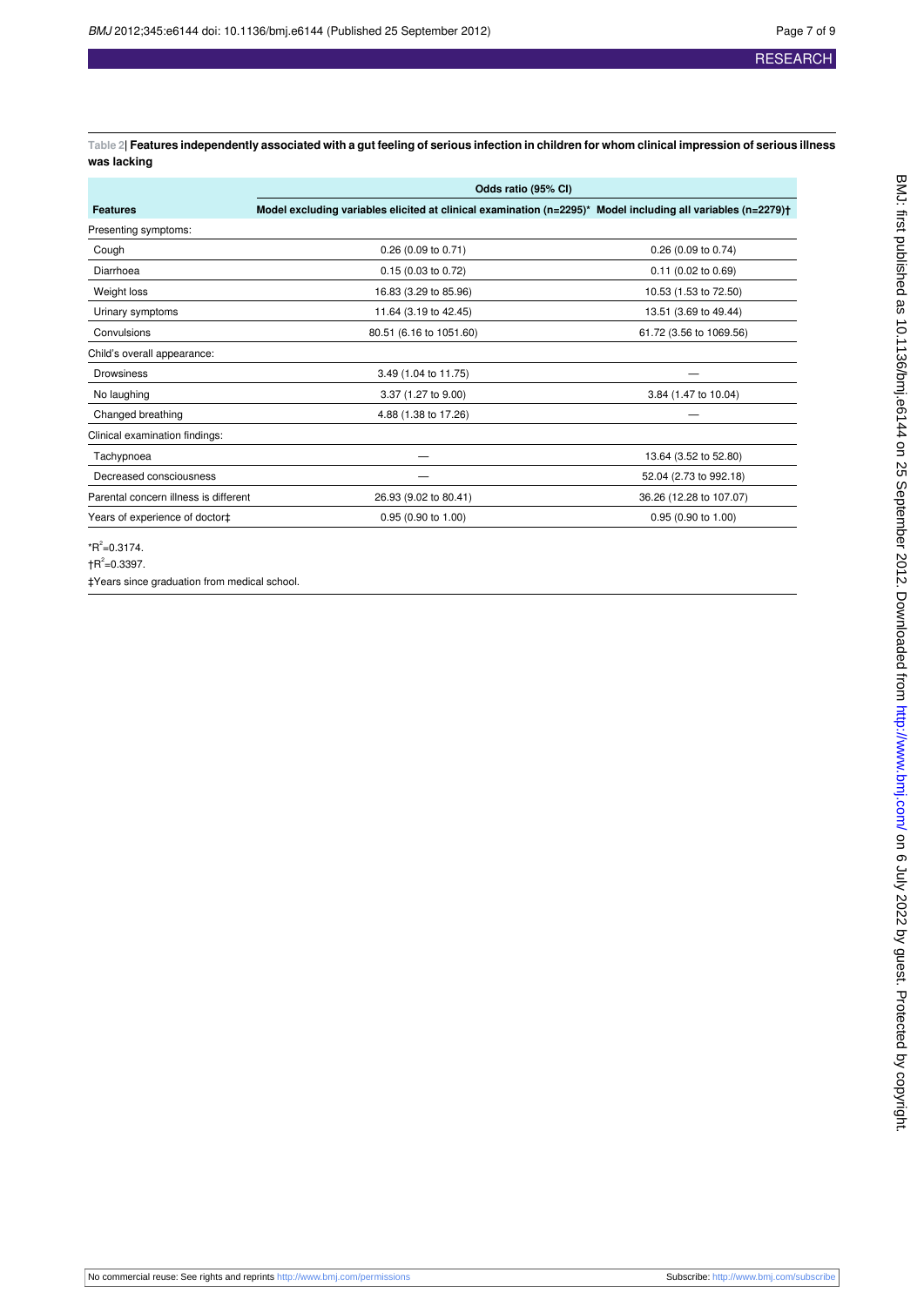**Table 2| Features independently associated with a gut feeling of serious infection in children for whom clinical impression of serious illness was lacking**

| Features | Odds ratio (95% CI) | |
|---|---|---|
| | Model excluding variables elicited at clinical examination (n=2295)* | Model including all variables (n=2279)† |
| Presenting symptoms: | | |
| Cough | 0.26 (0.09 to 0.71) | 0.26 (0.09 to 0.74) |
| Diarrhoea | 0.15 (0.03 to 0.72) | 0.11 (0.02 to 0.69) |
| Weight loss | 16.83 (3.29 to 85.96) | 10.53 (1.53 to 72.50) |
| Urinary symptoms | 11.64 (3.19 to 42.45) | 13.51 (3.69 to 49.44) |
| Convulsions | 80.51 (6.16 to 1051.60) | 61.72 (3.56 to 1069.56) |
| Child's overall appearance: | | |
| Drowsiness | 3.49 (1.04 to 11.75) | — |
| No laughing | 3.37 (1.27 to 9.00) | 3.84 (1.47 to 10.04) |
| Changed breathing | 4.88 (1.38 to 17.26) | — |
| Clinical examination findings: | | |
| Tachypnoea | — | 13.64 (3.52 to 52.80) |
| Decreased consciousness | — | 52.04 (2.73 to 992.18) |
| Parental concern illness is different | 26.93 (9.02 to 80.41) | 36.26 (12.28 to 107.07) |
| Years of experience of doctor‡ | 0.95 (0.90 to 1.00) | 0.95 (0.90 to 1.00) |

*$R^2$=0.3174.

†$R^2$=0.3397.

‡Years since graduation from medical school.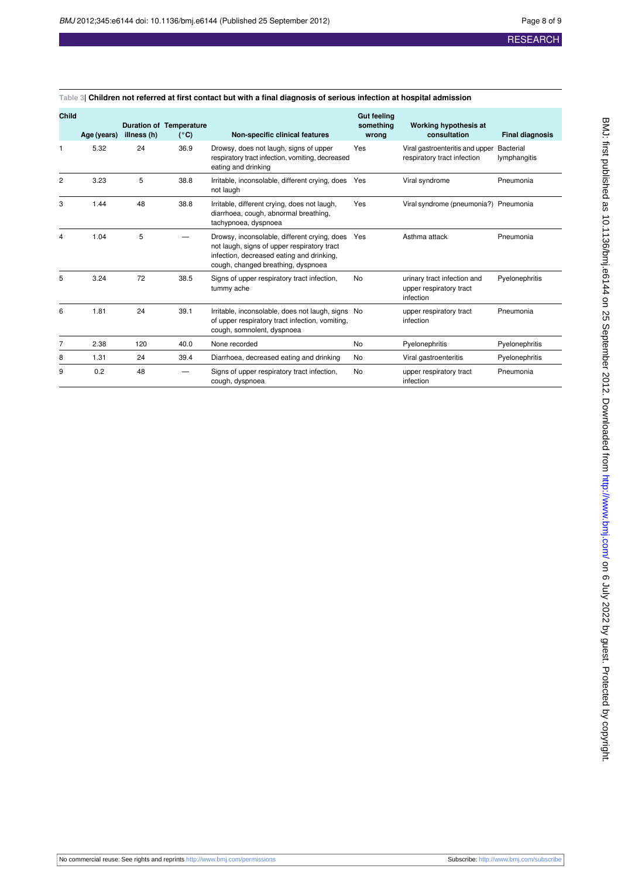**Table 3| Children not referred at first contact but with a final diagnosis of serious infection at hospital admission**

| Child | Age (years) | Duration of illness (h) | Temperature (°C) | Non-specific clinical features | Gut feeling something wrong | Working hypothesis at consultation | Final diagnosis |
|---|---|---|---|---|---|---|---|
| 1 | 5.32 | 24 | 36.9 | Drowsy, does not laugh, signs of upper respiratory tract infection, vomiting, decreased eating and drinking | Yes | Viral gastroenteritis and upper respiratory tract infection | Bacterial lymphangitis |
| 2 | 3.23 | 5 | 38.8 | Irritable, inconsolable, different crying, does not laugh | Yes | Viral syndrome | Pneumonia |
| 3 | 1.44 | 48 | 38.8 | Irritable, different crying, does not laugh, diarrhoea, cough, abnormal breathing, tachypnoea, dyspnoea | Yes | Viral syndrome (pneumonia?) | Pneumonia |
| 4 | 1.04 | 5 | — | Drowsy, inconsolable, different crying, does not laugh, signs of upper respiratory tract infection, decreased eating and drinking, cough, changed breathing, dyspnoea | Yes | Asthma attack | Pneumonia |
| 5 | 3.24 | 72 | 38.5 | Signs of upper respiratory tract infection, tummy ache | No | urinary tract infection and upper respiratory tract infection | Pyelonephritis |
| 6 | 1.81 | 24 | 39.1 | Irritable, inconsolable, does not laugh, signs of upper respiratory tract infection, vomiting, cough, somnolent, dyspnoea | No | upper respiratory tract infection | Pneumonia |
| 7 | 2.38 | 120 | 40.0 | None recorded | No | Pyelonephritis | Pyelonephritis |
| 8 | 1.31 | 24 | 39.4 | Diarrhoea, decreased eating and drinking | No | Viral gastroenteritis | Pyelonephritis |
| 9 | 0.2 | 48 | — | Signs of upper respiratory tract infection, cough, dyspnoea | No | upper respiratory tract infection | Pneumonia |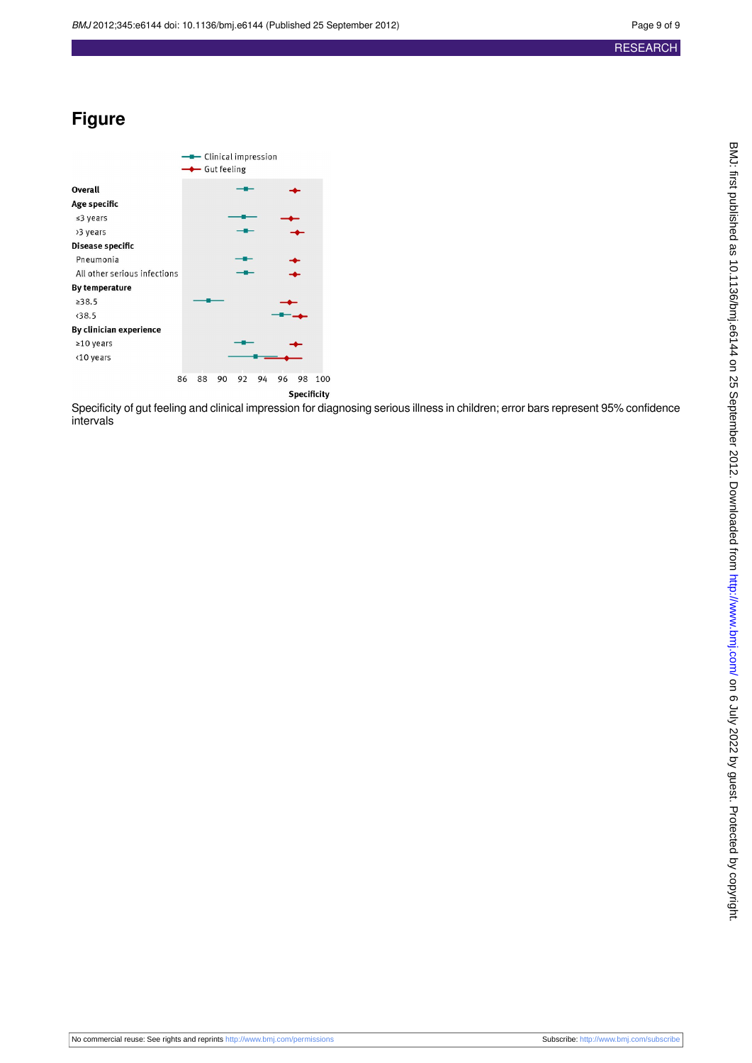# Figure

Clinical impression
Gut feeling

Overall
Age specific
≤3 years
>3 years
Disease specific
Pneumonia
All other serious infections
By temperature
≥38.5
<38.5
By clinician experience
≥10 years
<10 years

86 88 90 92 94 96 98 100

Specificity

Specificity of gut feeling and clinical impression for diagnosing serious illness in children; error bars represent 95% confidence intervals